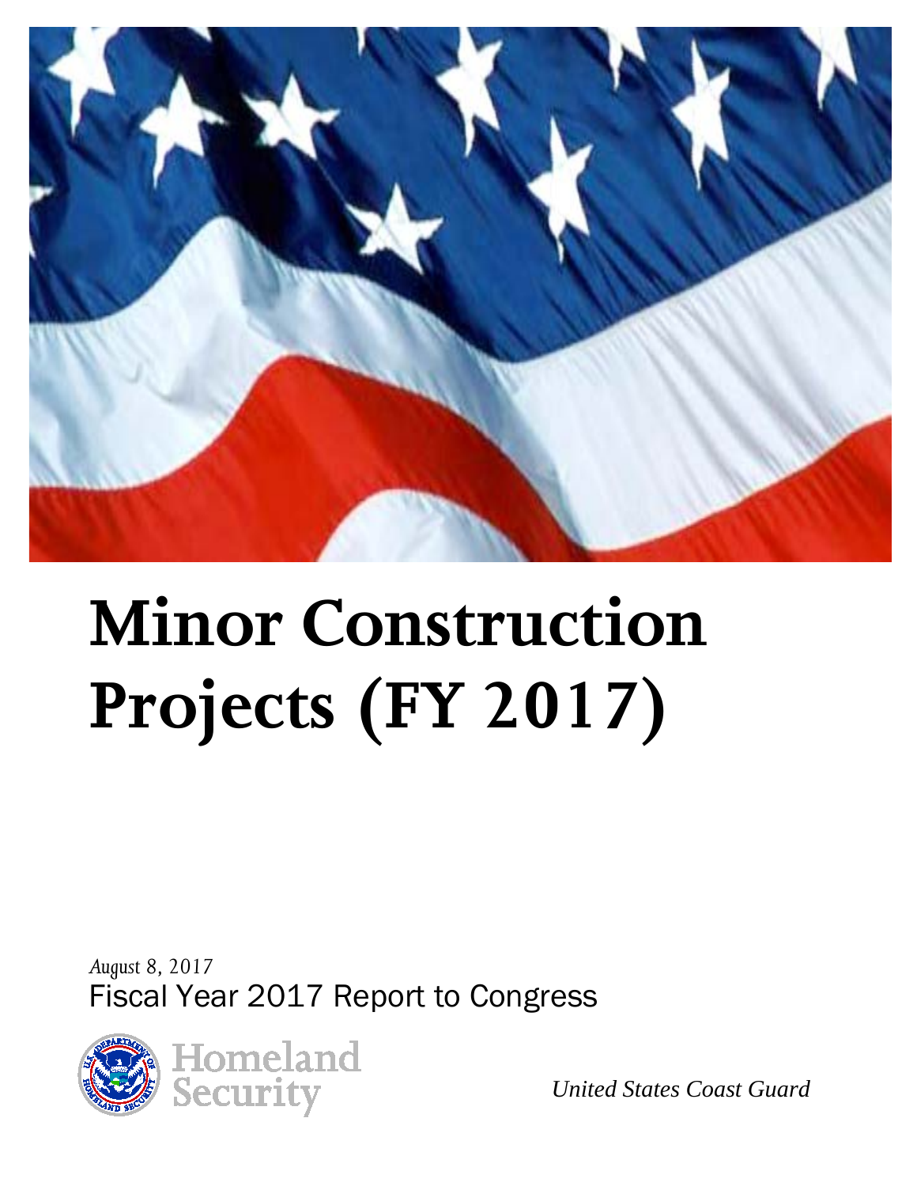# Minor Construction Projects (FY 2017)

*August 8, 2017*

Fiscal Year 2017 Report to Congress

Homeland Security

*United States Coast Guard*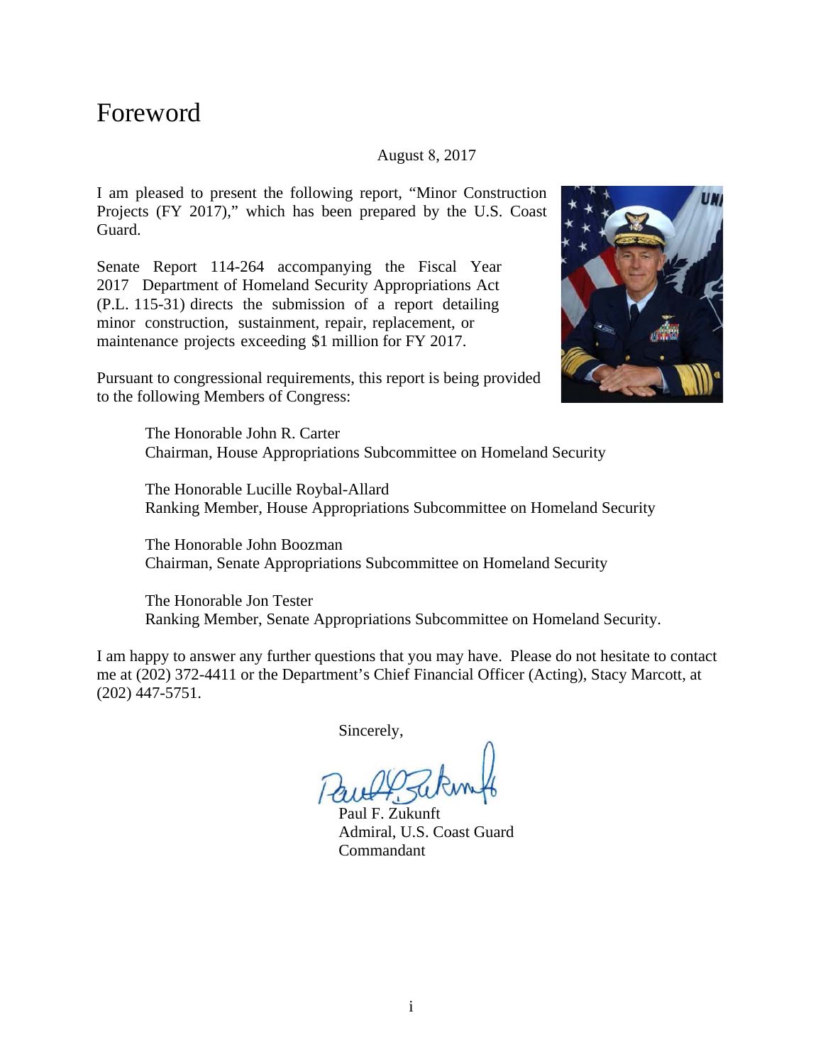# Foreword

August 8, 2017

I am pleased to present the following report, "Minor Construction Projects (FY 2017)," which has been prepared by the U.S. Coast Guard.

Senate Report 114-264 accompanying the Fiscal Year 2017 Department of Homeland Security Appropriations Act (P.L. 115-31) directs the submission of a report detailing minor construction, sustainment, repair, replacement, or maintenance projects exceeding $1 million for FY 2017.

Pursuant to congressional requirements, this report is being provided to the following Members of Congress:

> The Honorable John R. Carter
> Chairman, House Appropriations Subcommittee on Homeland Security
>
> The Honorable Lucille Roybal-Allard
> Ranking Member, House Appropriations Subcommittee on Homeland Security
>
> The Honorable John Boozman
> Chairman, Senate Appropriations Subcommittee on Homeland Security
>
> The Honorable Jon Tester
> Ranking Member, Senate Appropriations Subcommittee on Homeland Security.

I am happy to answer any further questions that you may have. Please do not hesitate to contact me at (202) 372-4411 or the Department's Chief Financial Officer (Acting), Stacy Marcott, at (202) 447-5751.

Sincerely,

Paul F. Zukunft
Admiral, U.S. Coast Guard
Commandant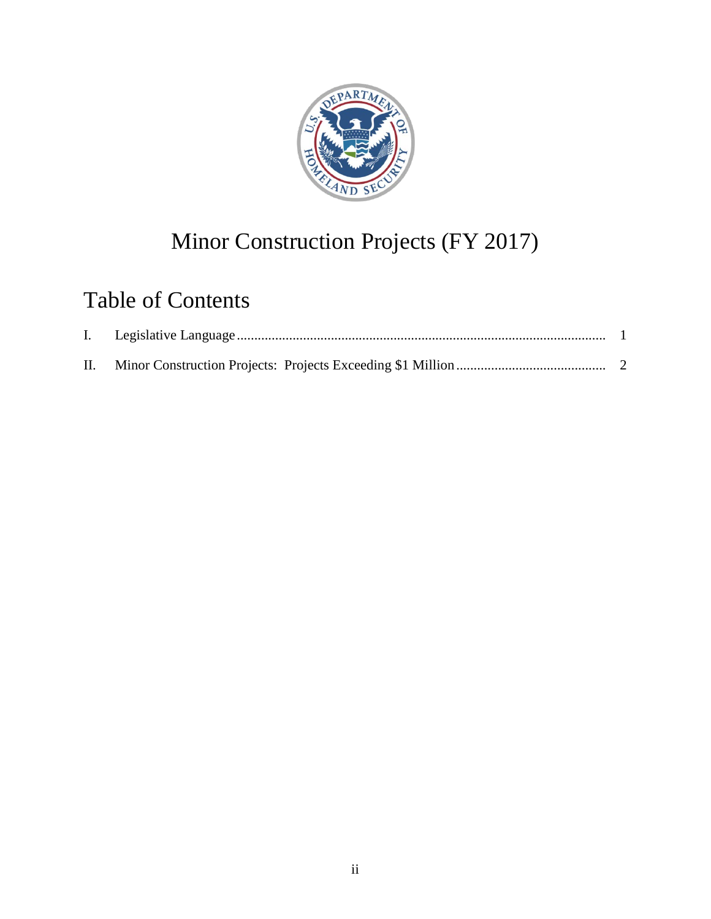# Minor Construction Projects (FY 2017)

## Table of Contents

| | | |
|---|---|---|
| I. | Legislative Language | 1 |
| II. | Minor Construction Projects: Projects Exceeding $1 Million | 2 |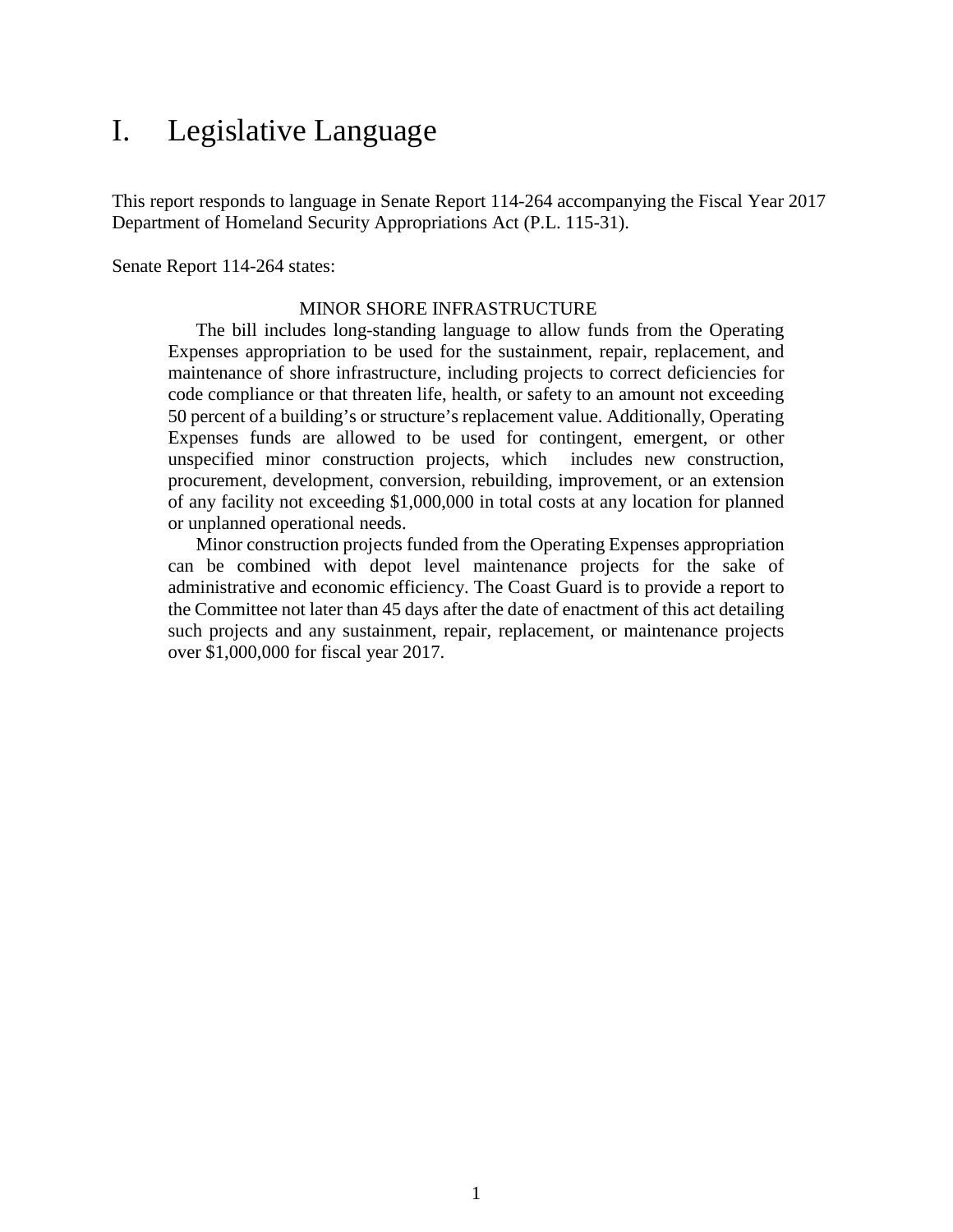# I. Legislative Language

This report responds to language in Senate Report 114-264 accompanying the Fiscal Year 2017 Department of Homeland Security Appropriations Act (P.L. 115-31).

Senate Report 114-264 states:

> MINOR SHORE INFRASTRUCTURE
>
> The bill includes long-standing language to allow funds from the Operating Expenses appropriation to be used for the sustainment, repair, replacement, and maintenance of shore infrastructure, including projects to correct deficiencies for code compliance or that threaten life, health, or safety to an amount not exceeding 50 percent of a building's or structure's replacement value. Additionally, Operating Expenses funds are allowed to be used for contingent, emergent, or other unspecified minor construction projects, which includes new construction, procurement, development, conversion, rebuilding, improvement, or an extension of any facility not exceeding $1,000,000 in total costs at any location for planned or unplanned operational needs.
>
> Minor construction projects funded from the Operating Expenses appropriation can be combined with depot level maintenance projects for the sake of administrative and economic efficiency. The Coast Guard is to provide a report to the Committee not later than 45 days after the date of enactment of this act detailing such projects and any sustainment, repair, replacement, or maintenance projects over $1,000,000 for fiscal year 2017.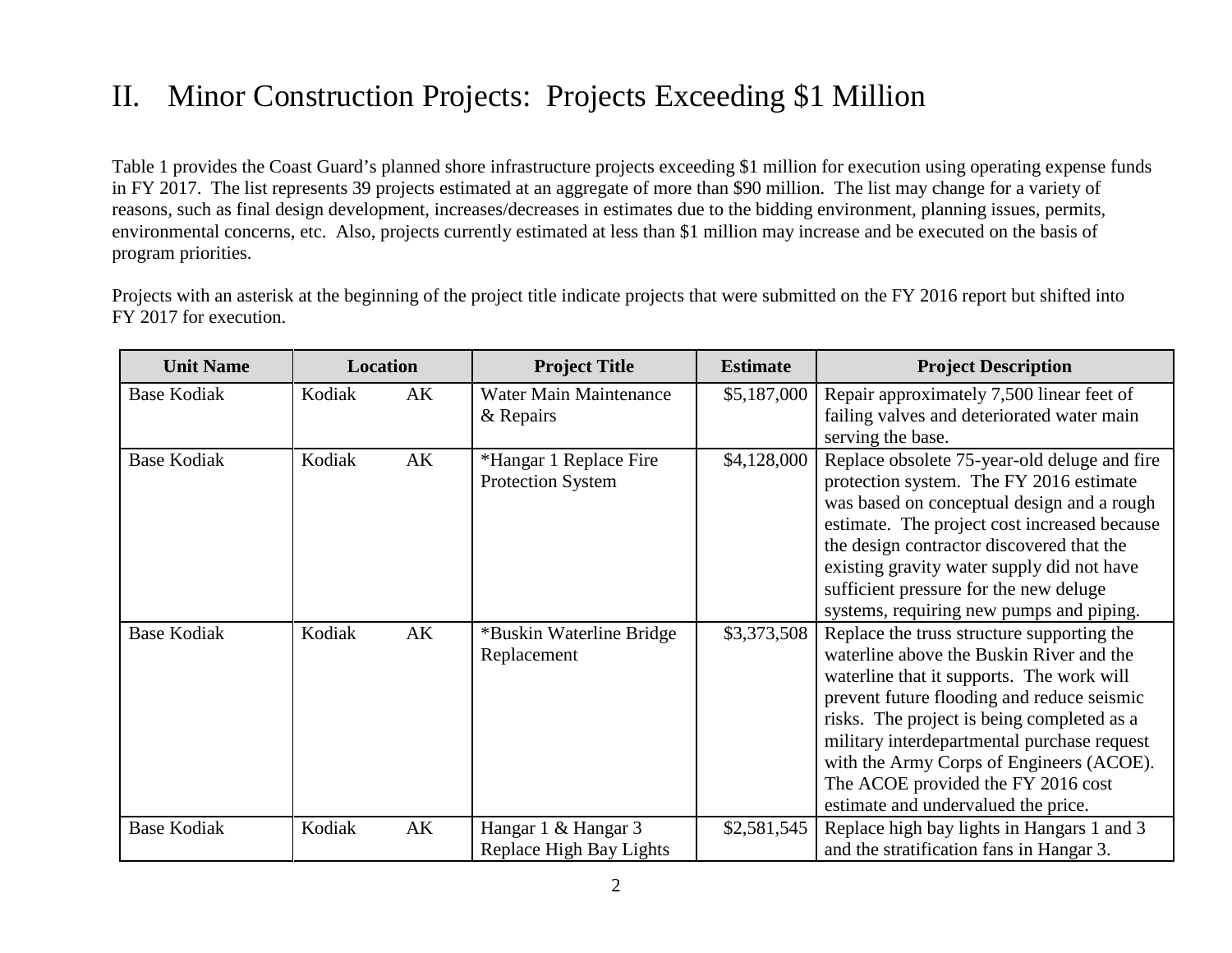# II. Minor Construction Projects: Projects Exceeding $1 Million

Table 1 provides the Coast Guard's planned shore infrastructure projects exceeding $1 million for execution using operating expense funds in FY 2017. The list represents 39 projects estimated at an aggregate of more than $90 million. The list may change for a variety of reasons, such as final design development, increases/decreases in estimates due to the bidding environment, planning issues, permits, environmental concerns, etc. Also, projects currently estimated at less than $1 million may increase and be executed on the basis of program priorities.

Projects with an asterisk at the beginning of the project title indicate projects that were submitted on the FY 2016 report but shifted into FY 2017 for execution.

| Unit Name | Location | | Project Title | Estimate | Project Description |
|---|---|---|---|---|---|
| Base Kodiak | Kodiak | AK | Water Main Maintenance & Repairs | $5,187,000 | Repair approximately 7,500 linear feet of failing valves and deteriorated water main serving the base. |
| Base Kodiak | Kodiak | AK | *Hangar 1 Replace Fire Protection System | $4,128,000 | Replace obsolete 75-year-old deluge and fire protection system. The FY 2016 estimate was based on conceptual design and a rough estimate. The project cost increased because the design contractor discovered that the existing gravity water supply did not have sufficient pressure for the new deluge systems, requiring new pumps and piping. |
| Base Kodiak | Kodiak | AK | *Buskin Waterline Bridge Replacement | $3,373,508 | Replace the truss structure supporting the waterline above the Buskin River and the waterline that it supports. The work will prevent future flooding and reduce seismic risks. The project is being completed as a military interdepartmental purchase request with the Army Corps of Engineers (ACOE). The ACOE provided the FY 2016 cost estimate and undervalued the price. |
| Base Kodiak | Kodiak | AK | Hangar 1 & Hangar 3 Replace High Bay Lights | $2,581,545 | Replace high bay lights in Hangars 1 and 3 and the stratification fans in Hangar 3. |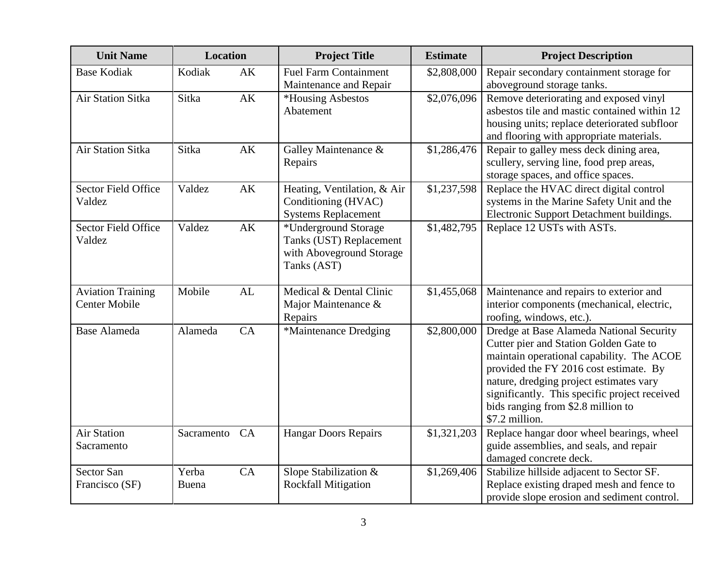| Unit Name | Location | | Project Title | Estimate | Project Description |
|---|---|---|---|---|---|
| Base Kodiak | Kodiak | AK | Fuel Farm Containment Maintenance and Repair | $2,808,000 | Repair secondary containment storage for aboveground storage tanks. |
| Air Station Sitka | Sitka | AK | *Housing Asbestos Abatement | $2,076,096 | Remove deteriorating and exposed vinyl asbestos tile and mastic contained within 12 housing units; replace deteriorated subfloor and flooring with appropriate materials. |
| Air Station Sitka | Sitka | AK | Galley Maintenance & Repairs | $1,286,476 | Repair to galley mess deck dining area, scullery, serving line, food prep areas, storage spaces, and office spaces. |
| Sector Field Office Valdez | Valdez | AK | Heating, Ventilation, & Air Conditioning (HVAC) Systems Replacement | $1,237,598 | Replace the HVAC direct digital control systems in the Marine Safety Unit and the Electronic Support Detachment buildings. |
| Sector Field Office Valdez | Valdez | AK | *Underground Storage Tanks (UST) Replacement with Aboveground Storage Tanks (AST) | $1,482,795 | Replace 12 USTs with ASTs. |
| Aviation Training Center Mobile | Mobile | AL | Medical & Dental Clinic Major Maintenance & Repairs | $1,455,068 | Maintenance and repairs to exterior and interior components (mechanical, electric, roofing, windows, etc.). |
| Base Alameda | Alameda | CA | *Maintenance Dredging | $2,800,000 | Dredge at Base Alameda National Security Cutter pier and Station Golden Gate to maintain operational capability. The ACOE provided the FY 2016 cost estimate. By nature, dredging project estimates vary significantly. This specific project received bids ranging from $2.8 million to $7.2 million. |
| Air Station Sacramento | Sacramento | CA | Hangar Doors Repairs | $1,321,203 | Replace hangar door wheel bearings, wheel guide assemblies, and seals, and repair damaged concrete deck. |
| Sector San Francisco (SF) | Yerba Buena | CA | Slope Stabilization & Rockfall Mitigation | $1,269,406 | Stabilize hillside adjacent to Sector SF. Replace existing draped mesh and fence to provide slope erosion and sediment control. |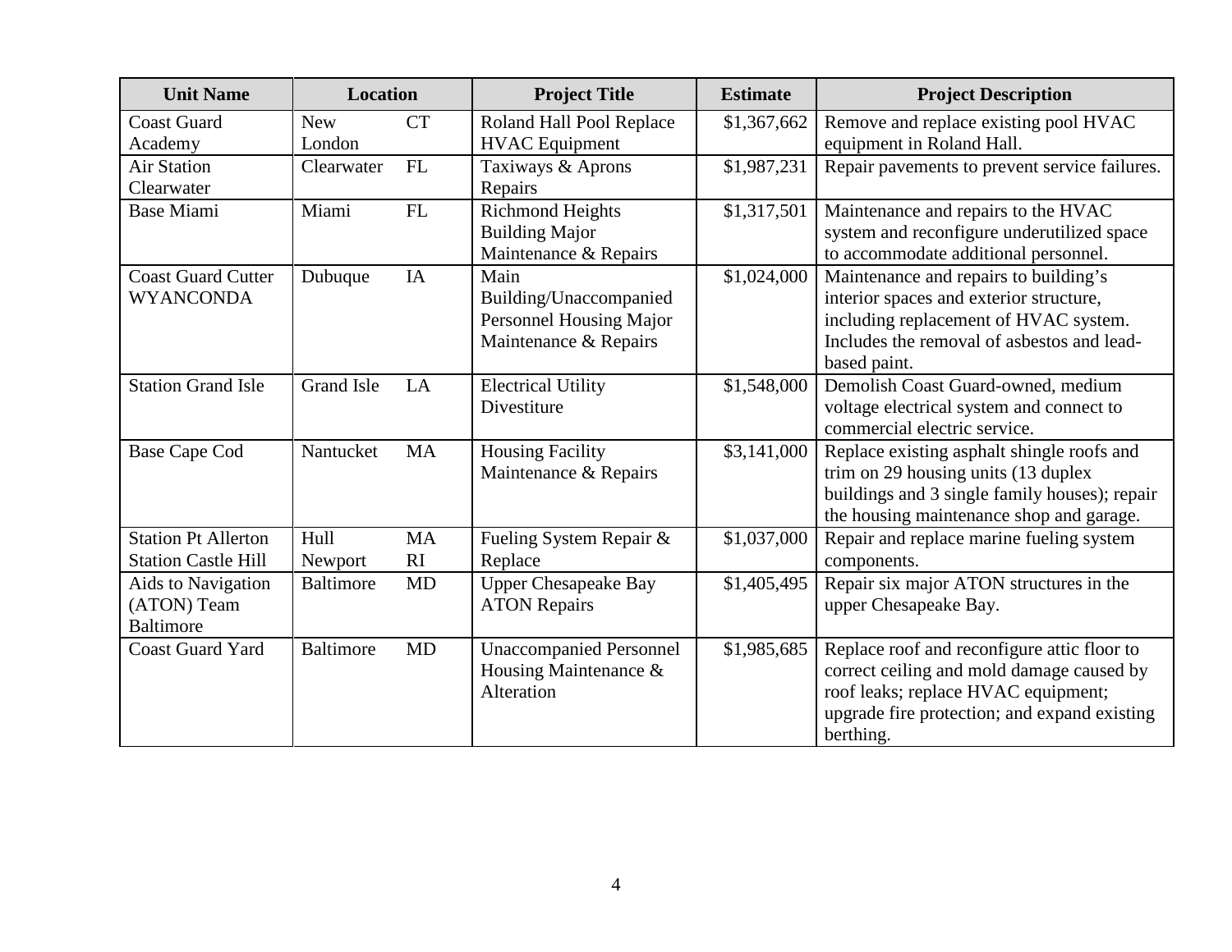| Unit Name | Location | | Project Title | Estimate | Project Description |
|---|---|---|---|---|---|
| Coast Guard Academy | New London | CT | Roland Hall Pool Replace HVAC Equipment | $1,367,662 | Remove and replace existing pool HVAC equipment in Roland Hall. |
| Air Station Clearwater | Clearwater | FL | Taxiways & Aprons Repairs | $1,987,231 | Repair pavements to prevent service failures. |
| Base Miami | Miami | FL | Richmond Heights Building Major Maintenance & Repairs | $1,317,501 | Maintenance and repairs to the HVAC system and reconfigure underutilized space to accommodate additional personnel. |
| Coast Guard Cutter WYANCONDA | Dubuque | IA | Main Building/Unaccompanied Personnel Housing Major Maintenance & Repairs | $1,024,000 | Maintenance and repairs to building's interior spaces and exterior structure, including replacement of HVAC system. Includes the removal of asbestos and lead-based paint. |
| Station Grand Isle | Grand Isle | LA | Electrical Utility Divestiture | $1,548,000 | Demolish Coast Guard-owned, medium voltage electrical system and connect to commercial electric service. |
| Base Cape Cod | Nantucket | MA | Housing Facility Maintenance & Repairs | $3,141,000 | Replace existing asphalt shingle roofs and trim on 29 housing units (13 duplex buildings and 3 single family houses); repair the housing maintenance shop and garage. |
| Station Pt Allerton<br>Station Castle Hill | Hull<br>Newport | MA<br>RI | Fueling System Repair & Replace | $1,037,000 | Repair and replace marine fueling system components. |
| Aids to Navigation (ATON) Team Baltimore | Baltimore | MD | Upper Chesapeake Bay ATON Repairs | $1,405,495 | Repair six major ATON structures in the upper Chesapeake Bay. |
| Coast Guard Yard | Baltimore | MD | Unaccompanied Personnel Housing Maintenance & Alteration | $1,985,685 | Replace roof and reconfigure attic floor to correct ceiling and mold damage caused by roof leaks; replace HVAC equipment; upgrade fire protection; and expand existing berthing. |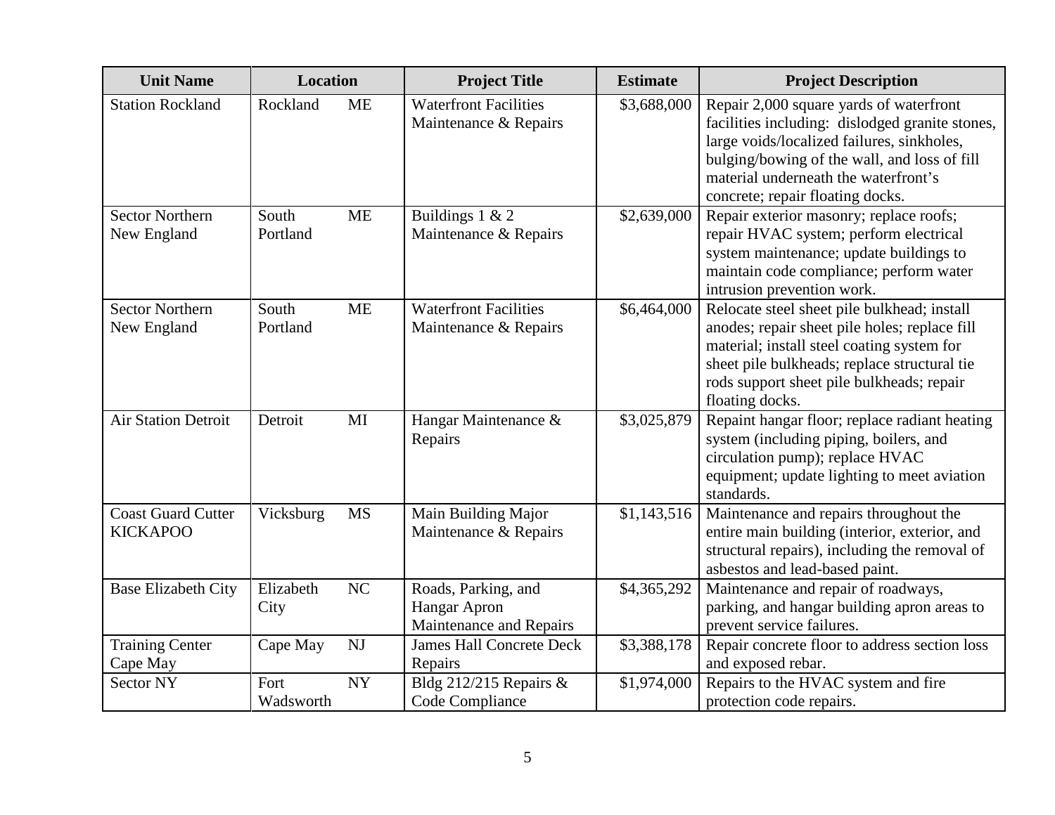| Unit Name | Location | | Project Title | Estimate | Project Description |
|---|---|---|---|---|---|
| Station Rockland | Rockland | ME | Waterfront Facilities Maintenance & Repairs | $3,688,000 | Repair 2,000 square yards of waterfront facilities including: dislodged granite stones, large voids/localized failures, sinkholes, bulging/bowing of the wall, and loss of fill material underneath the waterfront's concrete; repair floating docks. |
| Sector Northern New England | South Portland | ME | Buildings 1 & 2 Maintenance & Repairs | $2,639,000 | Repair exterior masonry; replace roofs; repair HVAC system; perform electrical system maintenance; update buildings to maintain code compliance; perform water intrusion prevention work. |
| Sector Northern New England | South Portland | ME | Waterfront Facilities Maintenance & Repairs | $6,464,000 | Relocate steel sheet pile bulkhead; install anodes; repair sheet pile holes; replace fill material; install steel coating system for sheet pile bulkheads; replace structural tie rods support sheet pile bulkheads; repair floating docks. |
| Air Station Detroit | Detroit | MI | Hangar Maintenance & Repairs | $3,025,879 | Repaint hangar floor; replace radiant heating system (including piping, boilers, and circulation pump); replace HVAC equipment; update lighting to meet aviation standards. |
| Coast Guard Cutter KICKAPOO | Vicksburg | MS | Main Building Major Maintenance & Repairs | $1,143,516 | Maintenance and repairs throughout the entire main building (interior, exterior, and structural repairs), including the removal of asbestos and lead-based paint. |
| Base Elizabeth City | Elizabeth City | NC | Roads, Parking, and Hangar Apron Maintenance and Repairs | $4,365,292 | Maintenance and repair of roadways, parking, and hangar building apron areas to prevent service failures. |
| Training Center Cape May | Cape May | NJ | James Hall Concrete Deck Repairs | $3,388,178 | Repair concrete floor to address section loss and exposed rebar. |
| Sector NY | Fort Wadsworth | NY | Bldg 212/215 Repairs & Code Compliance | $1,974,000 | Repairs to the HVAC system and fire protection code repairs. |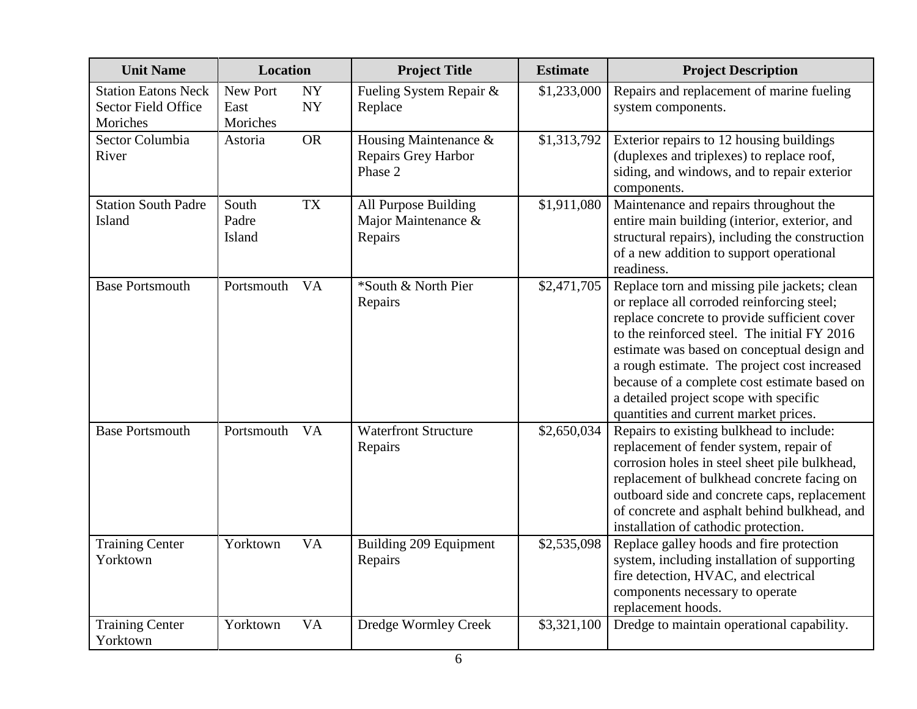| Unit Name | Location | | Project Title | Estimate | Project Description |
|---|---|---|---|---|---|
| Station Eatons Neck Sector Field Office Moriches | New Port East Moriches | NY NY | Fueling System Repair & Replace | $1,233,000 | Repairs and replacement of marine fueling system components. |
| Sector Columbia River | Astoria | OR | Housing Maintenance & Repairs Grey Harbor Phase 2 | $1,313,792 | Exterior repairs to 12 housing buildings (duplexes and triplexes) to replace roof, siding, and windows, and to repair exterior components. |
| Station South Padre Island | South Padre Island | TX | All Purpose Building Major Maintenance & Repairs | $1,911,080 | Maintenance and repairs throughout the entire main building (interior, exterior, and structural repairs), including the construction of a new addition to support operational readiness. |
| Base Portsmouth | Portsmouth | VA | *South & North Pier Repairs | $2,471,705 | Replace torn and missing pile jackets; clean or replace all corroded reinforcing steel; replace concrete to provide sufficient cover to the reinforced steel. The initial FY 2016 estimate was based on conceptual design and a rough estimate. The project cost increased because of a complete cost estimate based on a detailed project scope with specific quantities and current market prices. |
| Base Portsmouth | Portsmouth | VA | Waterfront Structure Repairs | $2,650,034 | Repairs to existing bulkhead to include: replacement of fender system, repair of corrosion holes in steel sheet pile bulkhead, replacement of bulkhead concrete facing on outboard side and concrete caps, replacement of concrete and asphalt behind bulkhead, and installation of cathodic protection. |
| Training Center Yorktown | Yorktown | VA | Building 209 Equipment Repairs | $2,535,098 | Replace galley hoods and fire protection system, including installation of supporting fire detection, HVAC, and electrical components necessary to operate replacement hoods. |
| Training Center Yorktown | Yorktown | VA | Dredge Wormley Creek | $3,321,100 | Dredge to maintain operational capability. |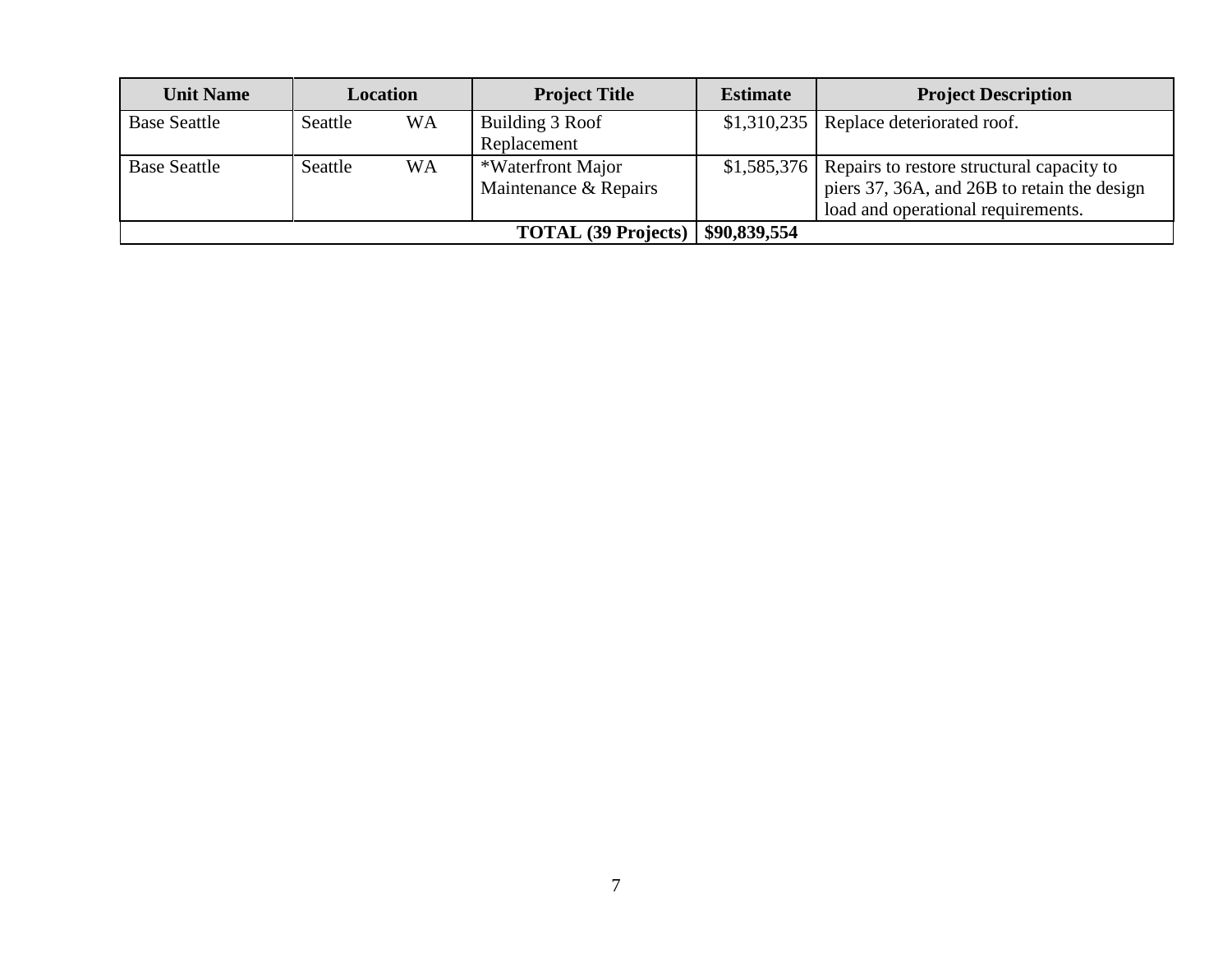| Unit Name | Location | | Project Title | Estimate | Project Description |
|---|---|---|---|---|---|
| Base Seattle | Seattle | WA | Building 3 Roof Replacement | $1,310,235 | Replace deteriorated roof. |
| Base Seattle | Seattle | WA | *Waterfront Major Maintenance & Repairs | $1,585,376 | Repairs to restore structural capacity to piers 37, 36A, and 26B to retain the design load and operational requirements. |
| | | | **TOTAL (39 Projects)** | **$90,839,554** | |